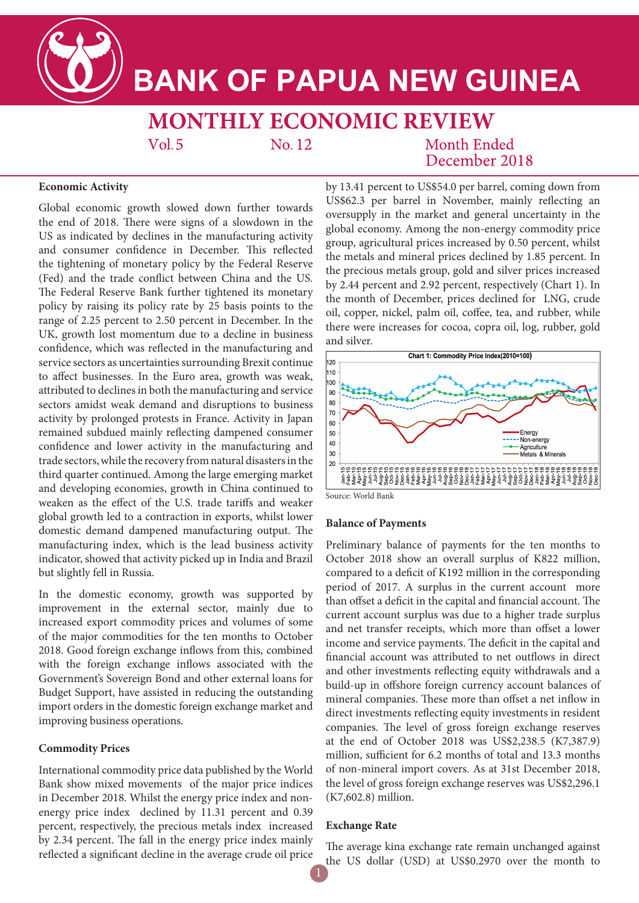# BANK OF PAPUA NEW GUINEA

## MONTHLY ECONOMIC REVIEW

Vol. 5 No. 12 Month Ended December 2018

### Economic Activity

Global economic growth slowed down further towards the end of 2018. There were signs of a slowdown in the US as indicated by declines in the manufacturing activity and consumer confidence in December. This reflected the tightening of monetary policy by the Federal Reserve (Fed) and the trade conflict between China and the US. The Federal Reserve Bank further tightened its monetary policy by raising its policy rate by 25 basis points to the range of 2.25 percent to 2.50 percent in December. In the UK, growth lost momentum due to a decline in business confidence, which was reflected in the manufacturing and service sectors as uncertainties surrounding Brexit continue to affect businesses. In the Euro area, growth was weak, attributed to declines in both the manufacturing and service sectors amidst weak demand and disruptions to business activity by prolonged protests in France. Activity in Japan remained subdued mainly reflecting dampened consumer confidence and lower activity in the manufacturing and trade sectors, while the recovery from natural disasters in the third quarter continued. Among the large emerging market and developing economies, growth in China continued to weaken as the effect of the U.S. trade tariffs and weaker global growth led to a contraction in exports, whilst lower domestic demand dampened manufacturing output. The manufacturing index, which is the lead business activity indicator, showed that activity picked up in India and Brazil but slightly fell in Russia.

In the domestic economy, growth was supported by improvement in the external sector, mainly due to increased export commodity prices and volumes of some of the major commodities for the ten months to October 2018. Good foreign exchange inflows from this, combined with the foreign exchange inflows associated with the Government's Sovereign Bond and other external loans for Budget Support, have assisted in reducing the outstanding import orders in the domestic foreign exchange market and improving business operations.

### Commodity Prices

International commodity price data published by the World Bank show mixed movements of the major price indices in December 2018. Whilst the energy price index and non-energy price index declined by 11.31 percent and 0.39 percent, respectively, the precious metals index increased by 2.34 percent. The fall in the energy price index mainly reflected a significant decline in the average crude oil price by 13.41 percent to US$54.0 per barrel, coming down from US$62.3 per barrel in November, mainly reflecting an oversupply in the market and general uncertainty in the global economy. Among the non-energy commodity price group, agricultural prices increased by 0.50 percent, whilst the metals and mineral prices declined by 1.85 percent. In the precious metals group, gold and silver prices increased by 2.44 percent and 2.92 percent, respectively (Chart 1). In the month of December, prices declined for LNG, crude oil, copper, nickel, palm oil, coffee, tea, and rubber, while there were increases for cocoa, copra oil, log, rubber, gold and silver.

**Chart 1: Commodity Price Index(2010=100)**

Source: World Bank

### Balance of Payments

Preliminary balance of payments for the ten months to October 2018 show an overall surplus of K822 million, compared to a deficit of K192 million in the corresponding period of 2017. A surplus in the current account more than offset a deficit in the capital and financial account. The current account surplus was due to a higher trade surplus and net transfer receipts, which more than offset a lower income and service payments. The deficit in the capital and financial account was attributed to net outflows in direct and other investments reflecting equity withdrawals and a build-up in offshore foreign currency account balances of mineral companies. These more than offset a net inflow in direct investments reflecting equity investments in resident companies. The level of gross foreign exchange reserves at the end of October 2018 was US$2,238.5 (K7,387.9) million, sufficient for 6.2 months of total and 13.3 months of non-mineral import covers. As at 31st December 2018, the level of gross foreign exchange reserves was US$2,296.1 (K7,602.8) million.

### Exchange Rate

The average kina exchange rate remain unchanged against the US dollar (USD) at US$0.2970 over the month to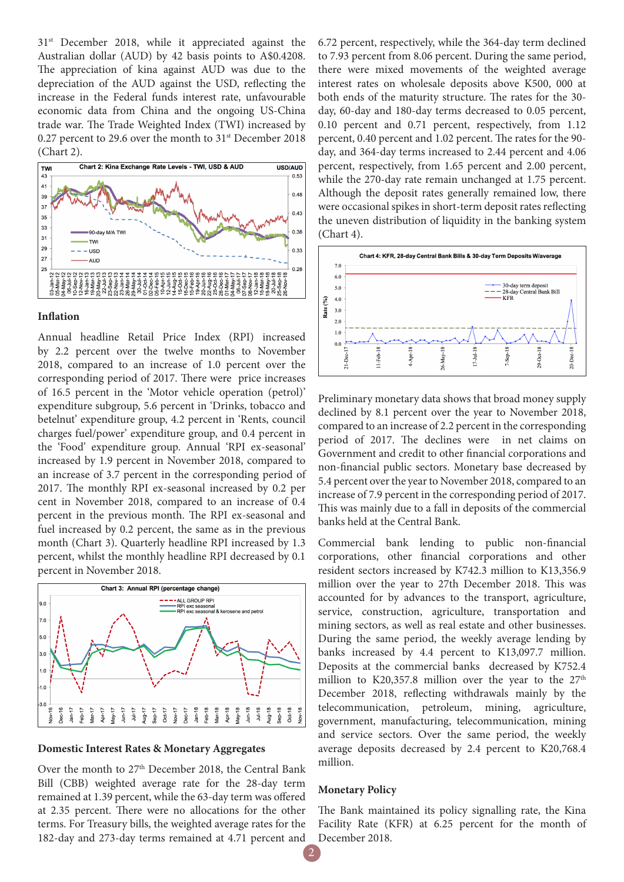31st December 2018, while it appreciated against the Australian dollar (AUD) by 42 basis points to A$0.4208. The appreciation of kina against AUD was due to the depreciation of the AUD against the USD, reflecting the increase in the Federal funds interest rate, unfavourable economic data from China and the ongoing US-China trade war. The Trade Weighted Index (TWI) increased by 0.27 percent to 29.6 over the month to 31st December 2018 (Chart 2).

Chart 2: Kina Exchange Rate Levels - TWI, USD & AUD

## Inflation

Annual headline Retail Price Index (RPI) increased by 2.2 percent over the twelve months to November 2018, compared to an increase of 1.0 percent over the corresponding period of 2017. There were price increases of 16.5 percent in the 'Motor vehicle operation (petrol)' expenditure subgroup, 5.6 percent in 'Drinks, tobacco and betelnut' expenditure group, 4.2 percent in 'Rents, council charges fuel/power' expenditure group, and 0.4 percent in the 'Food' expenditure group. Annual 'RPI ex-seasonal' increased by 1.9 percent in November 2018, compared to an increase of 3.7 percent in the corresponding period of 2017. The monthly RPI ex-seasonal increased by 0.2 per cent in November 2018, compared to an increase of 0.4 percent in the previous month. The RPI ex-seasonal and fuel increased by 0.2 percent, the same as in the previous month (Chart 3). Quarterly headline RPI increased by 1.3 percent, whilst the monthly headline RPI decreased by 0.1 percent in November 2018.

Chart 3: Annual RPI (percentage change)

## Domestic Interest Rates & Monetary Aggregates

Over the month to 27th December 2018, the Central Bank Bill (CBB) weighted average rate for the 28-day term remained at 1.39 percent, while the 63-day term was offered at 2.35 percent. There were no allocations for the other terms. For Treasury bills, the weighted average rates for the 182-day and 273-day terms remained at 4.71 percent and 6.72 percent, respectively, while the 364-day term declined to 7.93 percent from 8.06 percent. During the same period, there were mixed movements of the weighted average interest rates on wholesale deposits above K500, 000 at both ends of the maturity structure. The rates for the 30-day, 60-day and 180-day terms decreased to 0.05 percent, 0.10 percent and 0.71 percent, respectively, from 1.12 percent, 0.40 percent and 1.02 percent. The rates for the 90-day, and 364-day terms increased to 2.44 percent and 4.06 percent, respectively, from 1.65 percent and 2.00 percent, while the 270-day rate remain unchanged at 1.75 percent. Although the deposit rates generally remained low, there were occasional spikes in short-term deposit rates reflecting the uneven distribution of liquidity in the banking system (Chart 4).

Chart 4: KFR, 28-day Central Bank Bills & 30-day Term Deposits W/average

Preliminary monetary data shows that broad money supply declined by 8.1 percent over the year to November 2018, compared to an increase of 2.2 percent in the corresponding period of 2017. The declines were in net claims on Government and credit to other financial corporations and non-financial public sectors. Monetary base decreased by 5.4 percent over the year to November 2018, compared to an increase of 7.9 percent in the corresponding period of 2017. This was mainly due to a fall in deposits of the commercial banks held at the Central Bank.

Commercial bank lending to public non-financial corporations, other financial corporations and other resident sectors increased by K742.3 million to K13,356.9 million over the year to 27th December 2018. This was accounted for by advances to the transport, agriculture, service, construction, agriculture, transportation and mining sectors, as well as real estate and other businesses. During the same period, the weekly average lending by banks increased by 4.4 percent to K13,097.7 million. Deposits at the commercial banks decreased by K752.4 million to K20,357.8 million over the year to the 27th December 2018, reflecting withdrawals mainly by the telecommunication, petroleum, mining, agriculture, government, manufacturing, telecommunication, mining and service sectors. Over the same period, the weekly average deposits decreased by 2.4 percent to K20,768.4 million.

## Monetary Policy

The Bank maintained its policy signalling rate, the Kina Facility Rate (KFR) at 6.25 percent for the month of December 2018.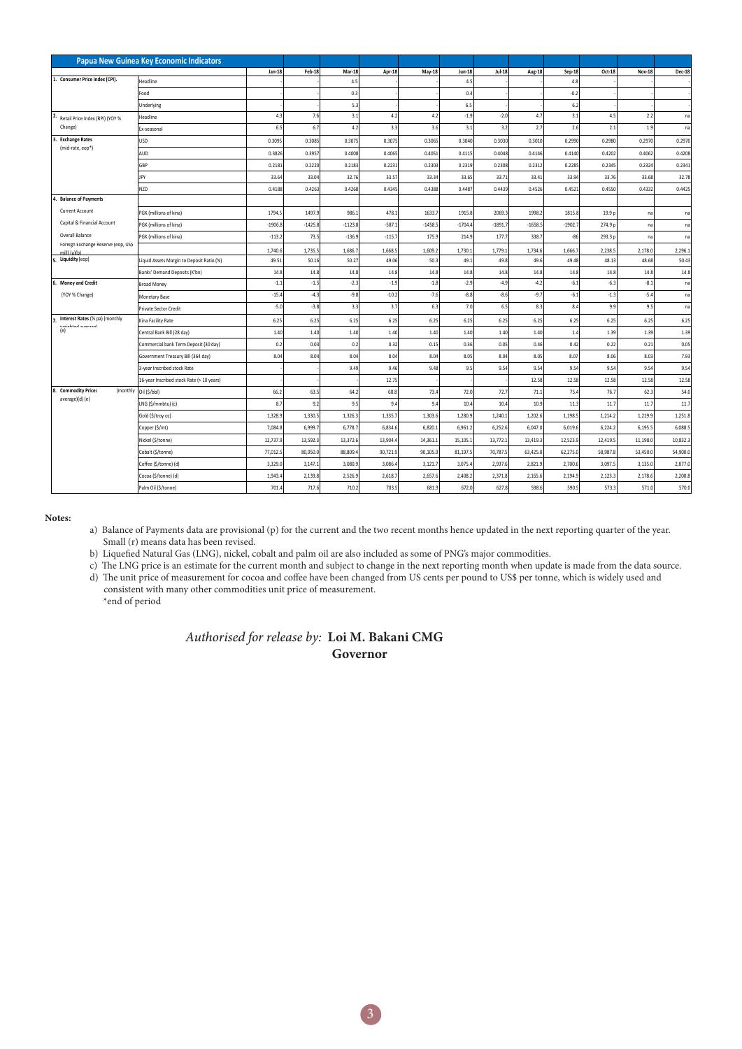| Papua New Guinea Key Economic Indicators | | Jan-18 | Feb-18 | Mar-18 | Apr-18 | May-18 | Jun-18 | Jul-18 | Aug-18 | Sep-18 | Oct-18 | Nov-18 | Dec-18 |
|---|---|---|---|---|---|---|---|---|---|---|---|---|---|
| 1. Consumer Price Index (CPI). | Headline | - | - | 4.5 | - | - | 4.5 | - | - | 4.8 | - | - | - |
| | Food | - | - | 0.3 | - | - | 0.4 | - | - | -0.2 | - | - | - |
| | Underlying | - | - | 5.3 | - | - | 6.5 | - | - | 6.2 | - | - | - |
| 2. Retail Price Index (RPI) (YOY % Change) | Headline | 4.3 | 7.6 | 3.1 | 4.2 | 4.2 | -1.9 | -2.0 | 4.7 | 3.1 | 4.5 | 2.2 | na |
| | Ex-seasonal | 6.5 | 6.7 | 4.2 | 3.3 | 3.6 | 3.1 | 3.2 | 2.7 | 2.6 | 2.1 | 1.9 | na |
| 3. Exchange Rates (mid-rate, eop*) | USD | 0.3095 | 0.3085 | 0.3075 | 0.3075 | 0.3065 | 0.3040 | 0.3030 | 0.3010 | 0.2990 | 0.2980 | 0.2970 | 0.2970 |
| | AUD | 0.3826 | 0.3957 | 0.4008 | 0.4065 | 0.4051 | 0.4115 | 0.4048 | 0.4146 | 0.4140 | 0.4202 | 0.4062 | 0.4208 |
| | GBP | 0.2181 | 0.2220 | 0.2183 | 0.2231 | 0.2303 | 0.2319 | 0.2308 | 0.2312 | 0.2285 | 0.2345 | 0.2324 | 0.2341 |
| | JPY | 33.64 | 33.04 | 32.76 | 33.57 | 33.34 | 33.65 | 33.71 | 33.41 | 33.94 | 33.76 | 33.68 | 32.78 |
| | NZD | 0.4188 | 0.4263 | 0.4268 | 0.4345 | 0.4388 | 0.4487 | 0.4439 | 0.4526 | 0.4521 | 0.4550 | 0.4332 | 0.4425 |
| 4. Balance of Payments | | | | | | | | | | | | | |
| Current Account | PGK (millions of kina) | 1794.5 | 1497.9 | 986.1 | 478.1 | 1633.7 | 1915.8 | 2069.3 | 1998.2 | 1815.8 | 19.9 p | na | na |
| Capital & Financial Account | PGK (millions of kina) | -1906.8 | -1425.8 | -1123.8 | -587.1 | -1458.5 | -1704.4 | -1891.7 | -1658.5 | -1902.7 | 274.9 p | na | na |
| Overall Balance | PGK (millions of kina) | -113.2 | 73.5 | -136.9 | -115.7 | 175.9 | 214.9 | 177.7 | 338.7 | -86 | 293.3 p | na | na |
| Foreign Exchange Reserve (eop, US$ mill) (a)(b) | | 1,740.6 | 1,735.5 | 1,686.7 | 1,668.5 | 1,609.2 | 1,730.1 | 1,779.1 | 1,734.6 | 1,666.7 | 2,238.5 | 2,178.0 | 2,296.1 |
| 5. Liquidity (eop) | Liquid Assets Margin to Deposit Ratio (%) | 49.51 | 50.16 | 50.27 | 49.06 | 50.3 | 49.1 | 49.8 | 49.6 | 49.48 | 48.13 | 48.68 | 50.43 |
| | Banks' Demand Deposits (K'bn) | 14.8 | 14.8 | 14.8 | 14.8 | 14.8 | 14.8 | 14.8 | 14.8 | 14.8 | 14.8 | 14.8 | 14.8 |
| 6. Money and Credit (YOY % Change) | Broad Money | -1.1 | -1.5 | -2.3 | -1.9 | -1.8 | -2.9 | -4.9 | -4.2 | -6.1 | -6.3 | -8.1 | na |
| | Monetary Base | -15.4 | -4.3 | -9.8 | -10.2 | -7.6 | -8.8 | -8.6 | -9.7 | -6.1 | -1.3 | -5.4 | na |
| | Private Sector Credit | -5.0 | -3.8 | 3.3 | 3.7 | 6.3 | 7.0 | 6.5 | 8.3 | 8.4 | 9.9 | 9.5 | na |
| 7. Interest Rates (% pa) (monthly weighted average) (e) | Kina Facility Rate | 6.25 | 6.25 | 6.25 | 6.25 | 6.25 | 6.25 | 6.25 | 6.25 | 6.25 | 6.25 | 6.25 | 6.25 |
| | Central Bank Bill (28 day) | 1.40 | 1.40 | 1.40 | 1.40 | 1.40 | 1.40 | 1.40 | 1.40 | 1.4 | 1.39 | 1.39 | 1.39 |
| | Commercial bank Term Deposit (30 day) | 0.2 | 0.03 | 0.2 | 0.32 | 0.15 | 0.36 | 0.05 | 0.46 | 0.42 | 0.22 | 0.21 | 0.05 |
| | Government Treasury Bill (364 day) | 8.04 | 8.04 | 8.04 | 8.04 | 8.04 | 8.05 | 8.04 | 8.05 | 8.07 | 8.06 | 8.03 | 7.93 |
| | 3-year Inscribed stock Rate | - | - | 9.49 | 9.46 | 9.48 | 9.5 | 9.54 | 9.54 | 9.54 | 9.54 | 9.54 | 9.54 |
| | 16-year Inscribed stock Rate (> 10 years) | - | - | - | 12.75 | - | - | - | 12.58 | 12.58 | 12.58 | 12.58 | 12.58 |
| 8. Commodity Prices (monthly average)(d) (e) | Oil ($/bbl) | 66.2 | 63.5 | 64.2 | 68.8 | 73.4 | 72.0 | 72.7 | 71.1 | 75.4 | 76.7 | 62.3 | 54.0 |
| | LNG ($/mmbtu) (c) | 8.7 | 9.2 | 9.5 | 9.4 | 9.4 | 10.4 | 10.4 | 10.9 | 11.3 | 11.7 | 11.7 | 11.7 |
| | Gold ($/troy oz) | 1,328.9 | 1,330.5 | 1,326.3 | 1,335.7 | 1,303.6 | 1,280.9 | 1,240.1 | 1,202.6 | 1,198.5 | 1,214.2 | 1,219.9 | 1,251.8 |
| | Copper ($/mt) | 7,084.8 | 6,999.7 | 6,778.7 | 6,834.6 | 6,820.1 | 6,961.2 | 6,252.6 | 6,047.0 | 6,019.6 | 6,224.2 | 6,195.5 | 6,088.5 |
| | Nickel ($/tonne) | 12,737.9 | 13,592.3 | 13,372.6 | 13,904.4 | 14,361.1 | 15,105.1 | 13,772.1 | 13,419.3 | 12,523.9 | 12,419.5 | 11,198.0 | 10,832.3 |
| | Cobalt ($/tonne) | 77,012.5 | 80,950.0 | 88,809.4 | 90,721.9 | 90,105.0 | 81,197.5 | 70,787.5 | 63,425.0 | 62,275.0 | 58,987.8 | 53,450.0 | 54,900.0 |
| | Coffee ($/tonne) (d) | 3,329.0 | 3,147.1 | 3,080.9 | 3,086.4 | 3,121.7 | 3,075.4 | 2,937.6 | 2,821.9 | 2,700.6 | 3,097.5 | 3,135.0 | 2,877.0 |
| | Cocoa ($/tonne) (d) | 1,943.4 | 2,139.8 | 2,526.9 | 2,618.7 | 2,657.6 | 2,408.2 | 2,371.8 | 2,165.6 | 2,194.9 | 2,123.3 | 2,178.6 | 2,200.8 |
| | Palm Oil ($/tonne) | 701.4 | 717.6 | 710.2 | 703.5 | 681.9 | 672.0 | 627.8 | 598.6 | 590.5 | 573.3 | 571.0 | 570.0 |

**Notes:**

a) Balance of Payments data are provisional (p) for the current and the two recent months hence updated in the next reporting quarter of the year. Small (r) means data has been revised.

b) Liquefied Natural Gas (LNG), nickel, cobalt and palm oil are also included as some of PNG's major commodities.

c) The LNG price is an estimate for the current month and subject to change in the next reporting month when update is made from the data source.

d) The unit price of measurement for cocoa and coffee have been changed from US cents per pound to US$ per tonne, which is widely used and consistent with many other commodities unit price of measurement.

*end of period

*Authorised for release by:* **Loi M. Bakani CMG**

**Governor**